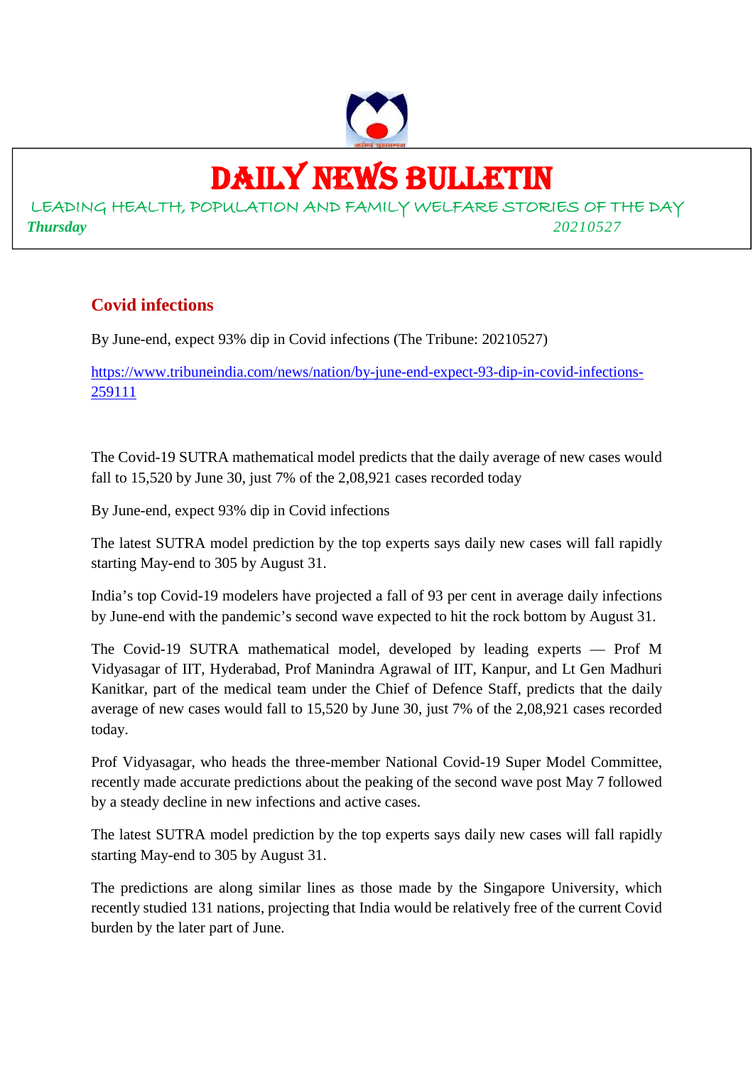# DAILY NEWS BULLETIN

LEADING HEALTH, POPULATION AND FAMILY WELFARE STORIES OF THE DAY

*Thursday* *20210527*

## Covid infections

By June-end, expect 93% dip in Covid infections (The Tribune: 20210527)

https://www.tribuneindia.com/news/nation/by-june-end-expect-93-dip-in-covid-infections-259111

The Covid-19 SUTRA mathematical model predicts that the daily average of new cases would fall to 15,520 by June 30, just 7% of the 2,08,921 cases recorded today

By June-end, expect 93% dip in Covid infections

The latest SUTRA model prediction by the top experts says daily new cases will fall rapidly starting May-end to 305 by August 31.

India's top Covid-19 modelers have projected a fall of 93 per cent in average daily infections by June-end with the pandemic's second wave expected to hit the rock bottom by August 31.

The Covid-19 SUTRA mathematical model, developed by leading experts — Prof M Vidyasagar of IIT, Hyderabad, Prof Manindra Agrawal of IIT, Kanpur, and Lt Gen Madhuri Kanitkar, part of the medical team under the Chief of Defence Staff, predicts that the daily average of new cases would fall to 15,520 by June 30, just 7% of the 2,08,921 cases recorded today.

Prof Vidyasagar, who heads the three-member National Covid-19 Super Model Committee, recently made accurate predictions about the peaking of the second wave post May 7 followed by a steady decline in new infections and active cases.

The latest SUTRA model prediction by the top experts says daily new cases will fall rapidly starting May-end to 305 by August 31.

The predictions are along similar lines as those made by the Singapore University, which recently studied 131 nations, projecting that India would be relatively free of the current Covid burden by the later part of June.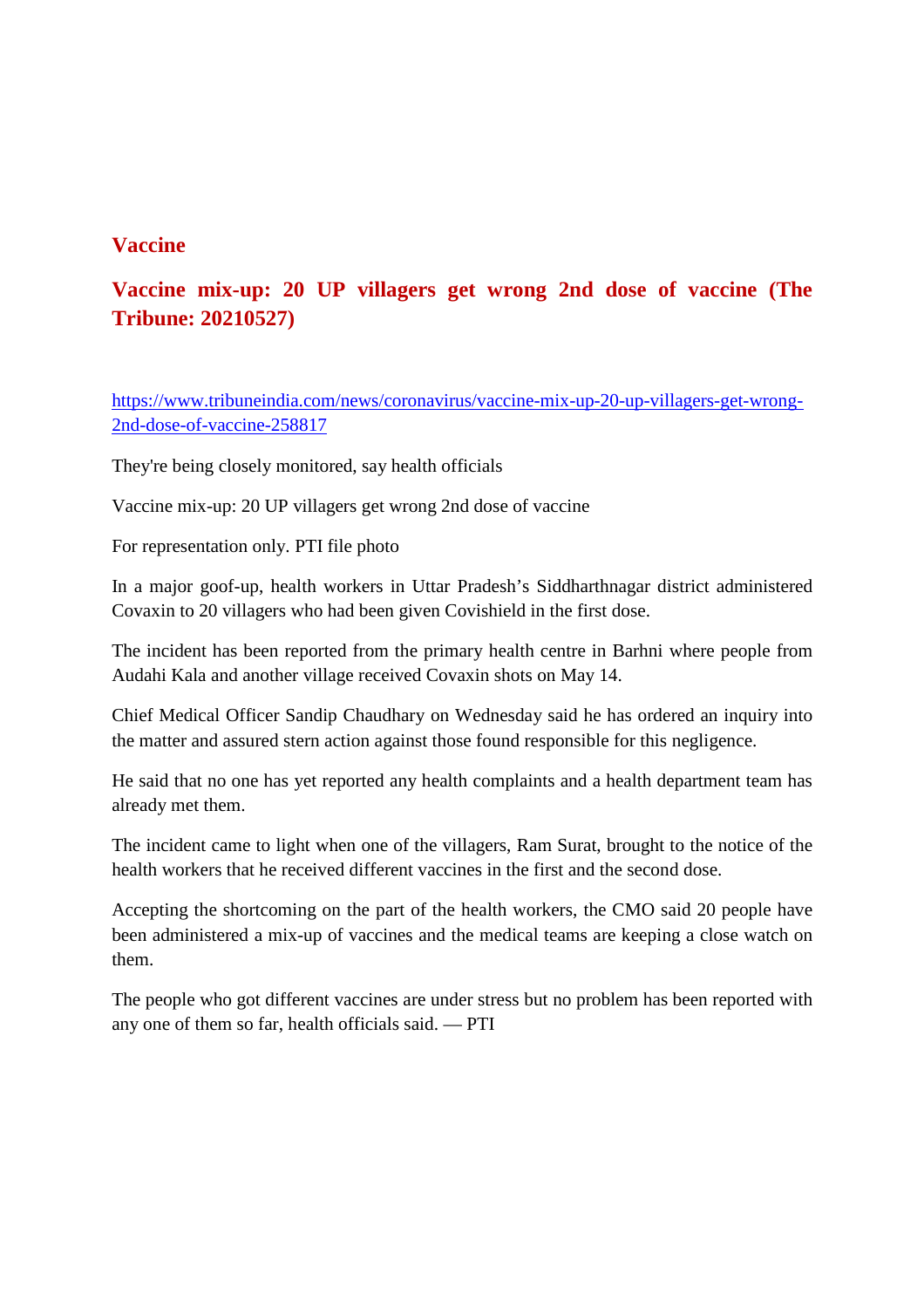## Vaccine

## Vaccine mix-up: 20 UP villagers get wrong 2nd dose of vaccine (The Tribune: 20210527)

https://www.tribuneindia.com/news/coronavirus/vaccine-mix-up-20-up-villagers-get-wrong-2nd-dose-of-vaccine-258817

They're being closely monitored, say health officials

Vaccine mix-up: 20 UP villagers get wrong 2nd dose of vaccine

For representation only. PTI file photo

In a major goof-up, health workers in Uttar Pradesh's Siddharthnagar district administered Covaxin to 20 villagers who had been given Covishield in the first dose.

The incident has been reported from the primary health centre in Barhni where people from Audahi Kala and another village received Covaxin shots on May 14.

Chief Medical Officer Sandip Chaudhary on Wednesday said he has ordered an inquiry into the matter and assured stern action against those found responsible for this negligence.

He said that no one has yet reported any health complaints and a health department team has already met them.

The incident came to light when one of the villagers, Ram Surat, brought to the notice of the health workers that he received different vaccines in the first and the second dose.

Accepting the shortcoming on the part of the health workers, the CMO said 20 people have been administered a mix-up of vaccines and the medical teams are keeping a close watch on them.

The people who got different vaccines are under stress but no problem has been reported with any one of them so far, health officials said. — PTI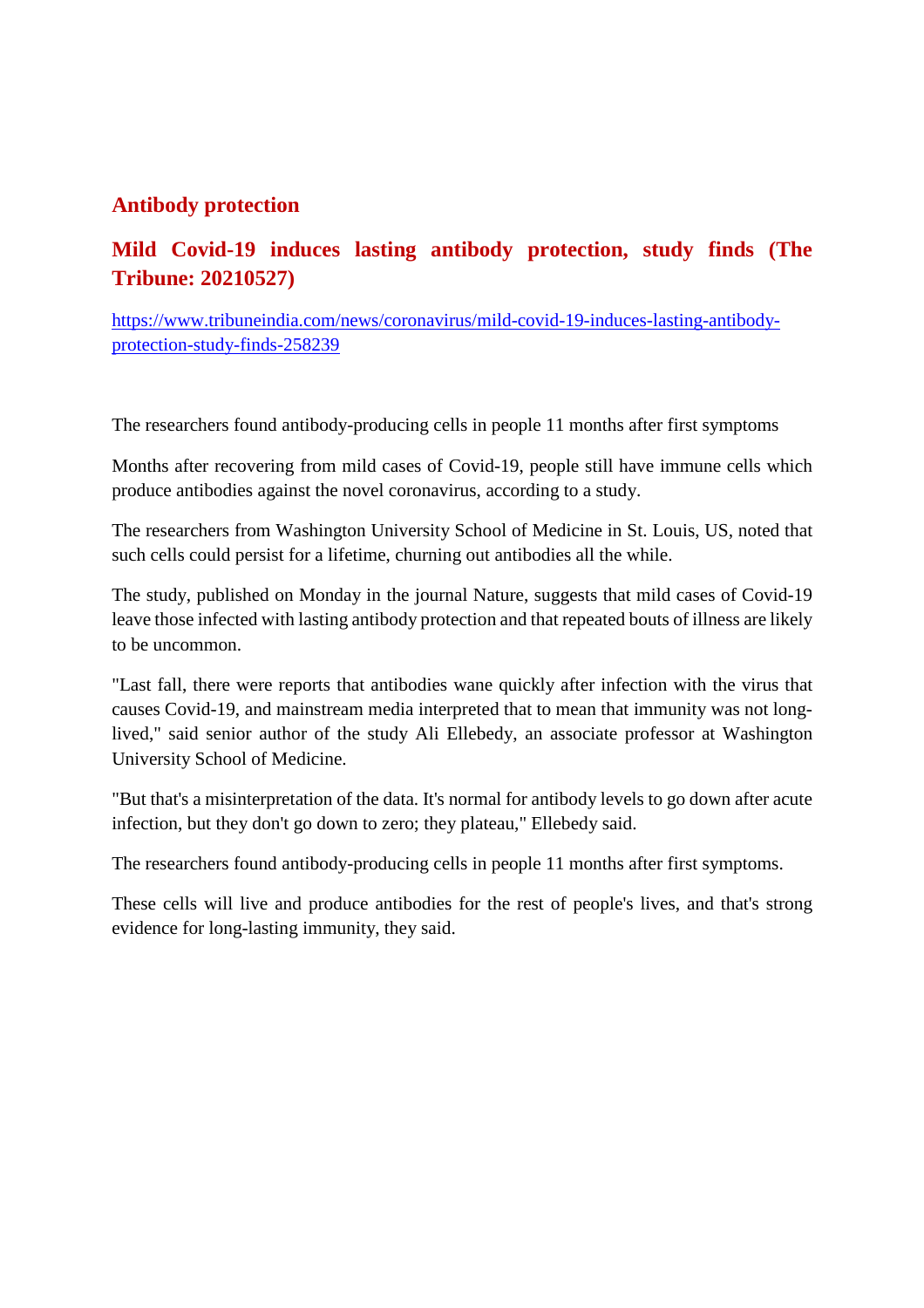## Antibody protection

## Mild Covid-19 induces lasting antibody protection, study finds (The Tribune: 20210527)

[https://www.tribuneindia.com/news/coronavirus/mild-covid-19-induces-lasting-antibody-protection-study-finds-258239](https://www.tribuneindia.com/news/coronavirus/mild-covid-19-induces-lasting-antibody-protection-study-finds-258239)

The researchers found antibody-producing cells in people 11 months after first symptoms

Months after recovering from mild cases of Covid-19, people still have immune cells which produce antibodies against the novel coronavirus, according to a study.

The researchers from Washington University School of Medicine in St. Louis, US, noted that such cells could persist for a lifetime, churning out antibodies all the while.

The study, published on Monday in the journal Nature, suggests that mild cases of Covid-19 leave those infected with lasting antibody protection and that repeated bouts of illness are likely to be uncommon.

"Last fall, there were reports that antibodies wane quickly after infection with the virus that causes Covid-19, and mainstream media interpreted that to mean that immunity was not long-lived," said senior author of the study Ali Ellebedy, an associate professor at Washington University School of Medicine.

"But that's a misinterpretation of the data. It's normal for antibody levels to go down after acute infection, but they don't go down to zero; they plateau," Ellebedy said.

The researchers found antibody-producing cells in people 11 months after first symptoms.

These cells will live and produce antibodies for the rest of people's lives, and that's strong evidence for long-lasting immunity, they said.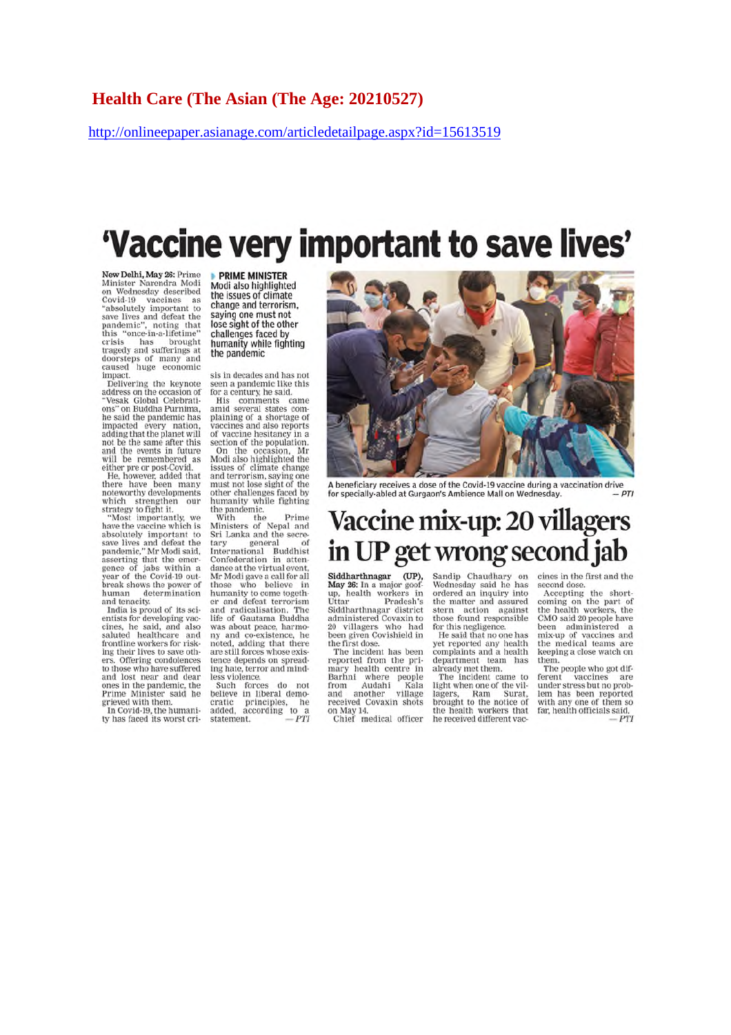**Health Care (The Asian (The Age: 20210527)**

http://onlineepaper.asianage.com/articledetailpage.aspx?id=15613519

# 'Vaccine very important to save lives'

**New Delhi, May 26:** Prime Minister Narendra Modi on Wednesday described Covid-19 vaccines as "absolutely important to save lives and defeat the pandemic", noting that this "once-in-a-lifetime" crisis has brought tragedy and sufferings at doorsteps of many and caused huge economic impact.

Delivering the keynote address on the occasion of "Vesak Global Celebrations" on Buddha Purnima, he said the pandemic has impacted every nation, adding that the planet will not be the same after this and the events in future will be remembered as either pre or post-Covid.

He, however, added that there have been many noteworthy developments which strengthen our strategy to fight it.

"Most importantly, we have the vaccine which is absolutely important to save lives and defeat the pandemic," Mr Modi said, asserting that the emergence of jabs within a year of the Covid-19 outbreak shows the power of human determination and tenacity.

India is proud of its scientists for developing vaccines, he said, and also saluted healthcare and frontline workers for risking their lives to save others. Offering condolences to those who have suffered and lost near and dear ones in the pandemic, the Prime Minister said he grieved with them.

In Covid-19, the humanity has faced its worst crisis in decades and has not seen a pandemic like this for a century, he said.

> **PRIME MINISTER** Modi also highlighted the issues of climate change and terrorism, saying one must not lose sight of the other challenges faced by humanity while fighting the pandemic

His comments came amid several states complaining of a shortage of vaccines and also reports of vaccine hesitancy in a section of the population.

On the occasion, Mr Modi also highlighted the issues of climate change and terrorism, saying one must not lose sight of the other challenges faced by humanity while fighting the pandemic.

With the Prime Ministers of Nepal and Sri Lanka and the secretary general of International Buddhist Confederation in attendance at the virtual event, Mr Modi gave a call for all those who believe in humanity to come together and defeat terrorism and radicalisation. The life of Gautama Buddha was about peace, harmony and co-existence, he noted, adding that there are still forces whose existence depends on spreading hate, terror and mindless violence.

Such forces do not believe in liberal democratic principles, he added, according to a statement. — *PTI*

A beneficiary receives a dose of the Covid-19 vaccine during a vaccination drive for specially-abled at Gurgaon's Ambience Mall on Wednesday. — *PTI*

## Vaccine mix-up: 20 villagers in UP get wrong second jab

**Siddharthnagar (UP), May 26:** In a major goof-up, health workers in Uttar Pradesh's Siddharthnagar district administered Covaxin to 20 villagers who had been given Covishield in the first dose.

The incident has been reported from the primary health centre in Barhni where people from Audahi Kala and another village received Covaxin shots on May 14.

Chief medical officer Sandip Chaudhary on Wednesday said he has ordered an inquiry into the matter and assured stern action against those found responsible for this negligence.

He said that no one has yet reported any health complaints and a health department team has already met them.

The incident came to light when one of the villagers, Ram Surat, brought to the notice of the health workers that he received different vaccines in the first and the second dose.

Accepting the shortcoming on the part of the health workers, the CMO said 20 people have been administered a mix-up of vaccines and the medical teams are keeping a close watch on them.

The people who got different vaccines are under stress but no problem has been reported with any one of them so far, health officials said. — *PTI*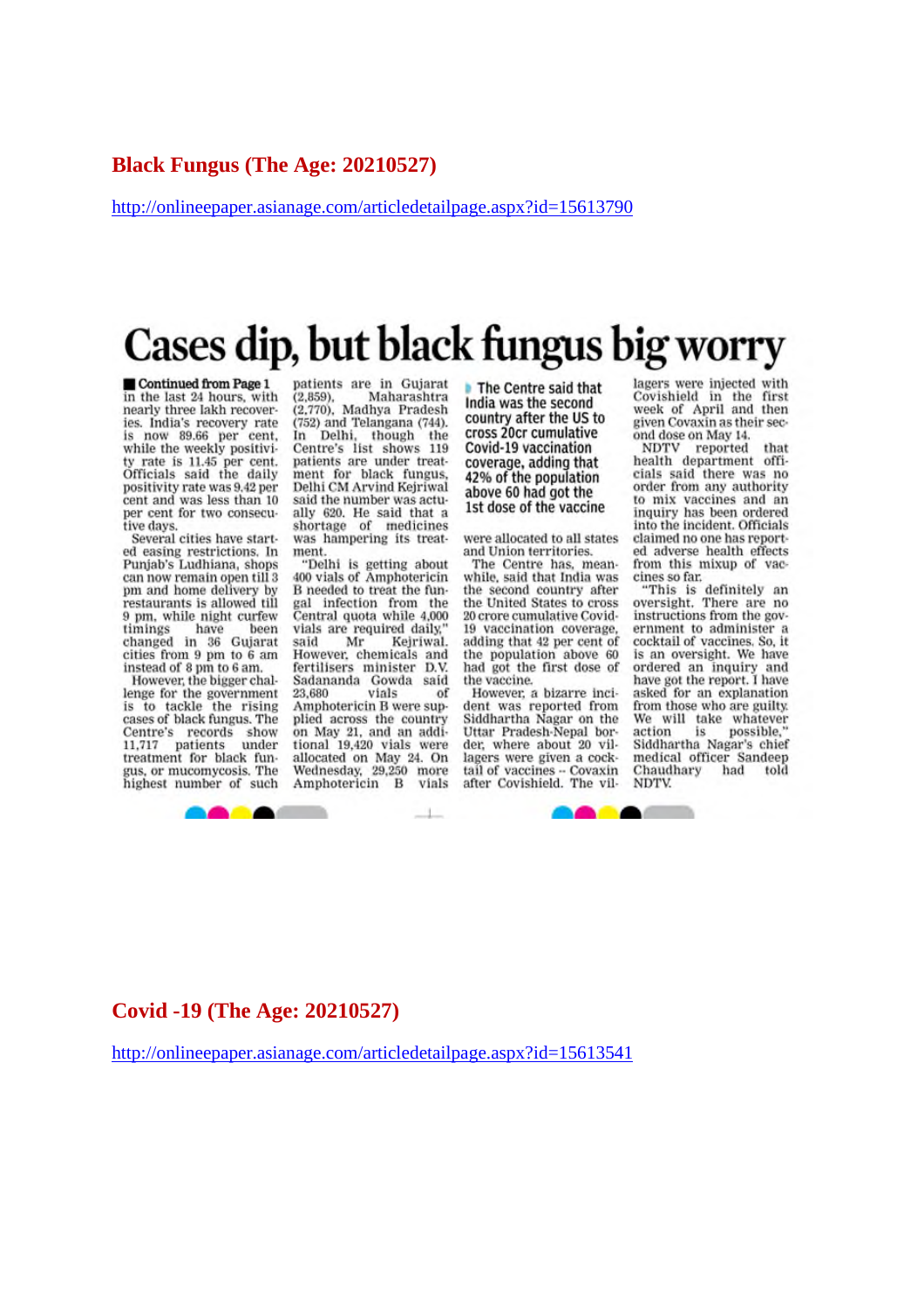## Black Fungus (The Age: 20210527)

http://onlineepaper.asianage.com/articledetailpage.aspx?id=15613790

# Cases dip, but black fungus big worry

**Continued from Page 1**

in the last 24 hours, with nearly three lakh recoveries. India's recovery rate is now 89.66 per cent, while the weekly positivity rate is 11.45 per cent. Officials said the daily positivity rate was 9.42 per cent and was less than 10 per cent for two consecutive days.

Several cities have started easing restrictions. In Punjab's Ludhiana, shops can now remain open till 3 pm and home delivery by restaurants is allowed till 9 pm, while night curfew timings have been changed in 36 Gujarat cities from 9 pm to 6 am instead of 8 pm to 6 am.

However, the bigger challenge for the government is to tackle the rising cases of black fungus. The Centre's records show 11,717 patients under treatment for black fungus, or mucomycosis. The highest number of such patients are in Gujarat (2,859), Maharashtra (2,770), Madhya Pradesh (752) and Telangana (744). In Delhi, though the Centre's list shows 119 patients are under treatment for black fungus, Delhi CM Arvind Kejriwal said the number was actually 620. He said that a shortage of medicines was hampering its treatment.

"Delhi is getting about 400 vials of Amphotericin B needed to treat the fungal infection from the Central quota while 4,000 vials are required daily," said Mr Kejriwal. However, chemicals and fertilisers minister D.V. Sadananda Gowda said 23,680 vials of Amphotericin B were supplied across the country on May 21, and an additional 19,420 vials were allocated on May 24. On Wednesday, 29,250 more Amphotericin B vials were allocated to all states and Union territories.

**The Centre said that India was the second country after the US to cross 20cr cumulative Covid-19 vaccination coverage, adding that 42% of the population above 60 had got the 1st dose of the vaccine**

The Centre has, meanwhile, said that India was the second country after the United States to cross 20 crore cumulative Covid-19 vaccination coverage, adding that 42 per cent of the population above 60 had got the first dose of the vaccine.

However, a bizarre incident was reported from Siddhartha Nagar on the Uttar Pradesh-Nepal border, where about 20 villagers were given a cocktail of vaccines -- Covaxin after Covishield. The villagers were injected with Covishield in the first week of April and then given Covaxin as their second dose on May 14.

NDTV reported that health department officials said there was no order from any authority to mix vaccines and an inquiry has been ordered into the incident. Officials claimed no one has reported adverse health effects from this mixup of vaccines so far.

"This is definitely an oversight. There are no instructions from the government to administer a cocktail of vaccines. So, it is an oversight. We have ordered an inquiry and have got the report. I have asked for an explanation from those who are guilty. We will take whatever action is possible," Siddhartha Nagar's chief medical officer Sandeep Chaudhary had told NDTV.

## Covid -19 (The Age: 20210527)

http://onlineepaper.asianage.com/articledetailpage.aspx?id=15613541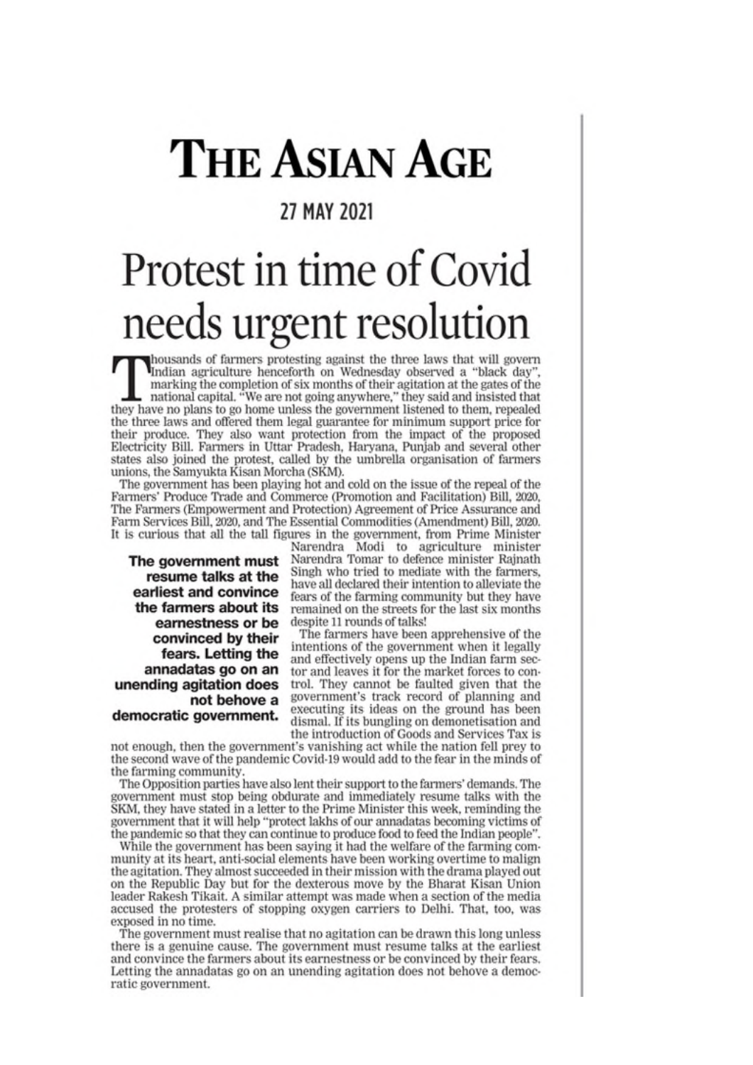# THE ASIAN AGE

**27 MAY 2021**

# Protest in time of Covid needs urgent resolution

Thousands of farmers protesting against the three laws that will govern Indian agriculture henceforth on Wednesday observed a "black day", marking the completion of six months of their agitation at the gates of the national capital. "We are not going anywhere," they said and insisted that they have no plans to go home unless the government listened to them, repealed the three laws and offered them legal guarantee for minimum support price for their produce. They also want protection from the impact of the proposed Electricity Bill. Farmers in Uttar Pradesh, Haryana, Punjab and several other states also joined the protest, called by the umbrella organisation of farmers unions, the Samyukta Kisan Morcha (SKM).

The government has been playing hot and cold on the issue of the repeal of the Farmers' Produce Trade and Commerce (Promotion and Facilitation) Bill, 2020, The Farmers (Empowerment and Protection) Agreement of Price Assurance and Farm Services Bill, 2020, and The Essential Commodities (Amendment) Bill, 2020. It is curious that all the tall figures in the government, from Prime Minister Narendra Modi to agriculture minister Narendra Tomar to defence minister Rajnath Singh who tried to mediate with the farmers, have all declared their intention to alleviate the fears of the farming community but they have remained on the streets for the last six months despite 11 rounds of talks!

**The government must resume talks at the earliest and convince the farmers about its earnestness or be convinced by their fears. Letting the annadatas go on an unending agitation does not behove a democratic government.**

The farmers have been apprehensive of the intentions of the government when it legally and effectively opens up the Indian farm sector and leaves it for the market forces to control. They cannot be faulted given that the government's track record of planning and executing its ideas on the ground has been dismal. If its bungling on demonetisation and the introduction of Goods and Services Tax is not enough, then the government's vanishing act while the nation fell prey to the second wave of the pandemic Covid-19 would add to the fear in the minds of the farming community.

The Opposition parties have also lent their support to the farmers' demands. The government must stop being obdurate and immediately resume talks with the SKM, they have stated in a letter to the Prime Minister this week, reminding the government that it will help "protect lakhs of our annadatas becoming victims of the pandemic so that they can continue to produce food to feed the Indian people".

While the government has been saying it had the welfare of the farming community at its heart, anti-social elements have been working overtime to malign the agitation. They almost succeeded in their mission with the drama played out on the Republic Day but for the dexterous move by the Bharat Kisan Union leader Rakesh Tikait. A similar attempt was made when a section of the media accused the protesters of stopping oxygen carriers to Delhi. That, too, was exposed in no time.

The government must realise that no agitation can be drawn this long unless there is a genuine cause. The government must resume talks at the earliest and convince the farmers about its earnestness or be convinced by their fears. Letting the annadatas go on an unending agitation does not behove a democratic government.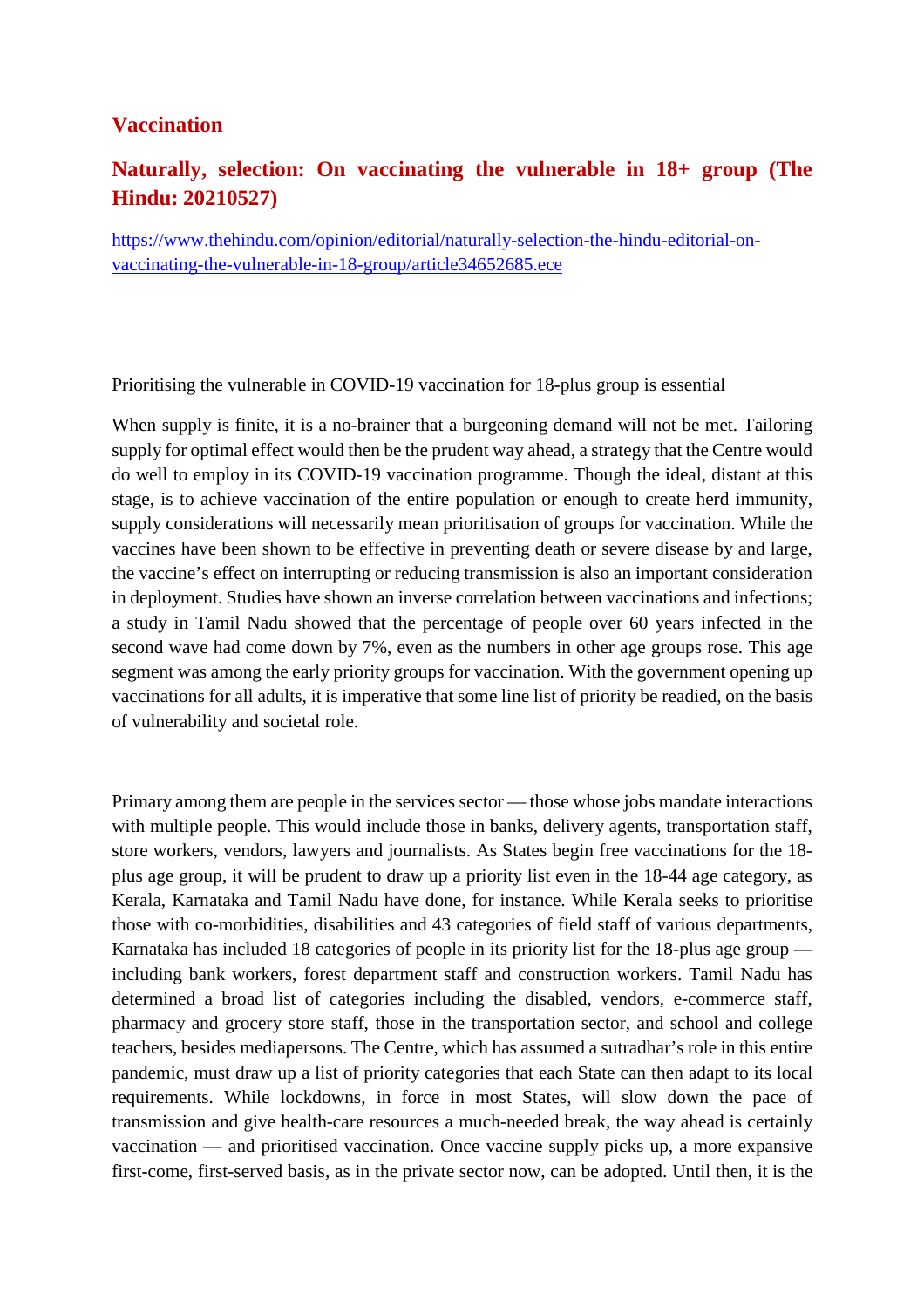## Vaccination

### Naturally, selection: On vaccinating the vulnerable in 18+ group (The Hindu: 20210527)

https://www.thehindu.com/opinion/editorial/naturally-selection-the-hindu-editorial-on-vaccinating-the-vulnerable-in-18-group/article34652685.ece

Prioritising the vulnerable in COVID-19 vaccination for 18-plus group is essential

When supply is finite, it is a no-brainer that a burgeoning demand will not be met. Tailoring supply for optimal effect would then be the prudent way ahead, a strategy that the Centre would do well to employ in its COVID-19 vaccination programme. Though the ideal, distant at this stage, is to achieve vaccination of the entire population or enough to create herd immunity, supply considerations will necessarily mean prioritisation of groups for vaccination. While the vaccines have been shown to be effective in preventing death or severe disease by and large, the vaccine's effect on interrupting or reducing transmission is also an important consideration in deployment. Studies have shown an inverse correlation between vaccinations and infections; a study in Tamil Nadu showed that the percentage of people over 60 years infected in the second wave had come down by 7%, even as the numbers in other age groups rose. This age segment was among the early priority groups for vaccination. With the government opening up vaccinations for all adults, it is imperative that some line list of priority be readied, on the basis of vulnerability and societal role.

Primary among them are people in the services sector — those whose jobs mandate interactions with multiple people. This would include those in banks, delivery agents, transportation staff, store workers, vendors, lawyers and journalists. As States begin free vaccinations for the 18-plus age group, it will be prudent to draw up a priority list even in the 18-44 age category, as Kerala, Karnataka and Tamil Nadu have done, for instance. While Kerala seeks to prioritise those with co-morbidities, disabilities and 43 categories of field staff of various departments, Karnataka has included 18 categories of people in its priority list for the 18-plus age group — including bank workers, forest department staff and construction workers. Tamil Nadu has determined a broad list of categories including the disabled, vendors, e-commerce staff, pharmacy and grocery store staff, those in the transportation sector, and school and college teachers, besides mediapersons. The Centre, which has assumed a sutradhar's role in this entire pandemic, must draw up a list of priority categories that each State can then adapt to its local requirements. While lockdowns, in force in most States, will slow down the pace of transmission and give health-care resources a much-needed break, the way ahead is certainly vaccination — and prioritised vaccination. Once vaccine supply picks up, a more expansive first-come, first-served basis, as in the private sector now, can be adopted. Until then, it is the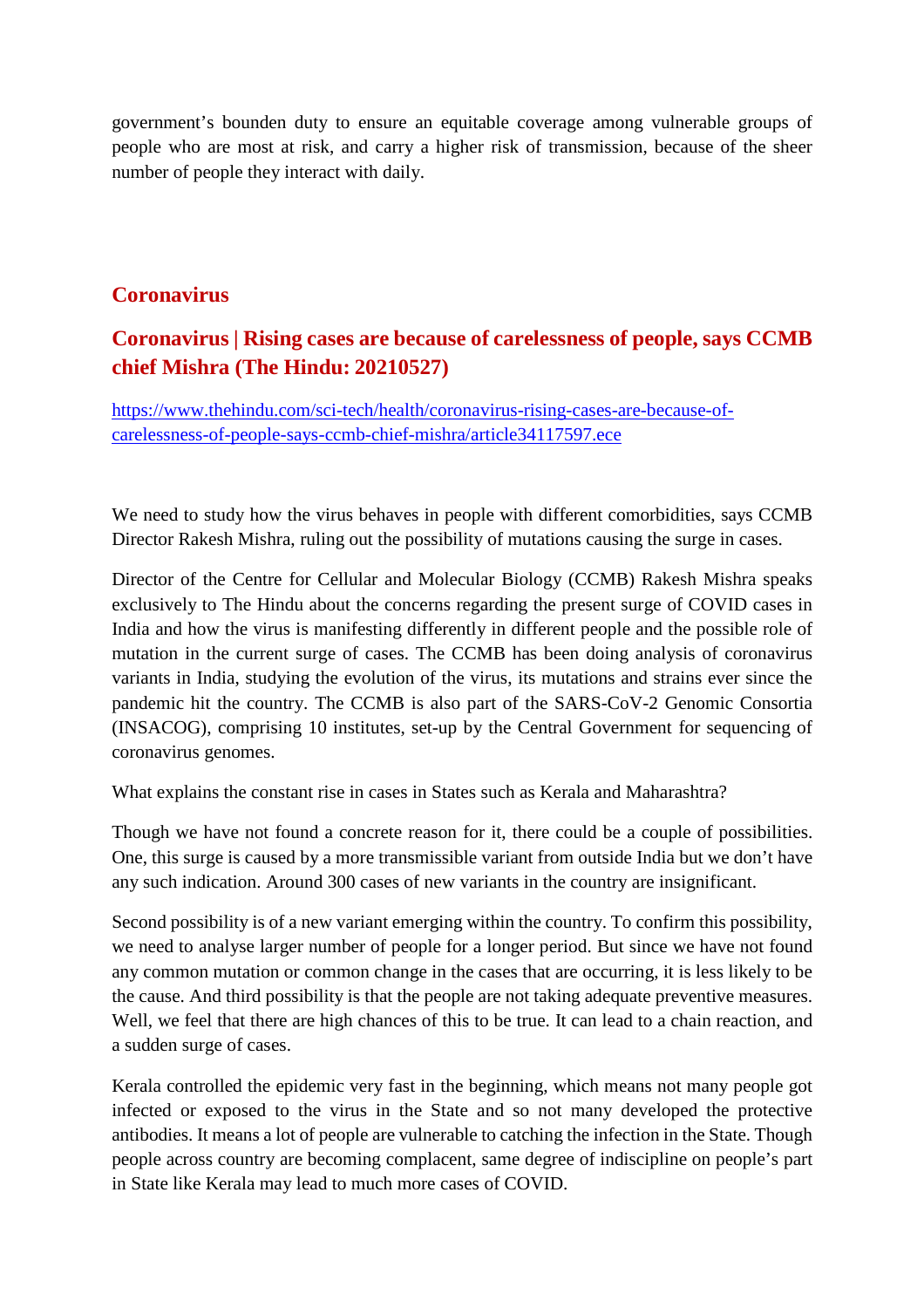government's bounden duty to ensure an equitable coverage among vulnerable groups of people who are most at risk, and carry a higher risk of transmission, because of the sheer number of people they interact with daily.

## Coronavirus

### Coronavirus | Rising cases are because of carelessness of people, says CCMB chief Mishra (The Hindu: 20210527)

https://www.thehindu.com/sci-tech/health/coronavirus-rising-cases-are-because-of-carelessness-of-people-says-ccmb-chief-mishra/article34117597.ece

We need to study how the virus behaves in people with different comorbidities, says CCMB Director Rakesh Mishra, ruling out the possibility of mutations causing the surge in cases.

Director of the Centre for Cellular and Molecular Biology (CCMB) Rakesh Mishra speaks exclusively to The Hindu about the concerns regarding the present surge of COVID cases in India and how the virus is manifesting differently in different people and the possible role of mutation in the current surge of cases. The CCMB has been doing analysis of coronavirus variants in India, studying the evolution of the virus, its mutations and strains ever since the pandemic hit the country. The CCMB is also part of the SARS-CoV-2 Genomic Consortia (INSACOG), comprising 10 institutes, set-up by the Central Government for sequencing of coronavirus genomes.

What explains the constant rise in cases in States such as Kerala and Maharashtra?

Though we have not found a concrete reason for it, there could be a couple of possibilities. One, this surge is caused by a more transmissible variant from outside India but we don't have any such indication. Around 300 cases of new variants in the country are insignificant.

Second possibility is of a new variant emerging within the country. To confirm this possibility, we need to analyse larger number of people for a longer period. But since we have not found any common mutation or common change in the cases that are occurring, it is less likely to be the cause. And third possibility is that the people are not taking adequate preventive measures. Well, we feel that there are high chances of this to be true. It can lead to a chain reaction, and a sudden surge of cases.

Kerala controlled the epidemic very fast in the beginning, which means not many people got infected or exposed to the virus in the State and so not many developed the protective antibodies. It means a lot of people are vulnerable to catching the infection in the State. Though people across country are becoming complacent, same degree of indiscipline on people's part in State like Kerala may lead to much more cases of COVID.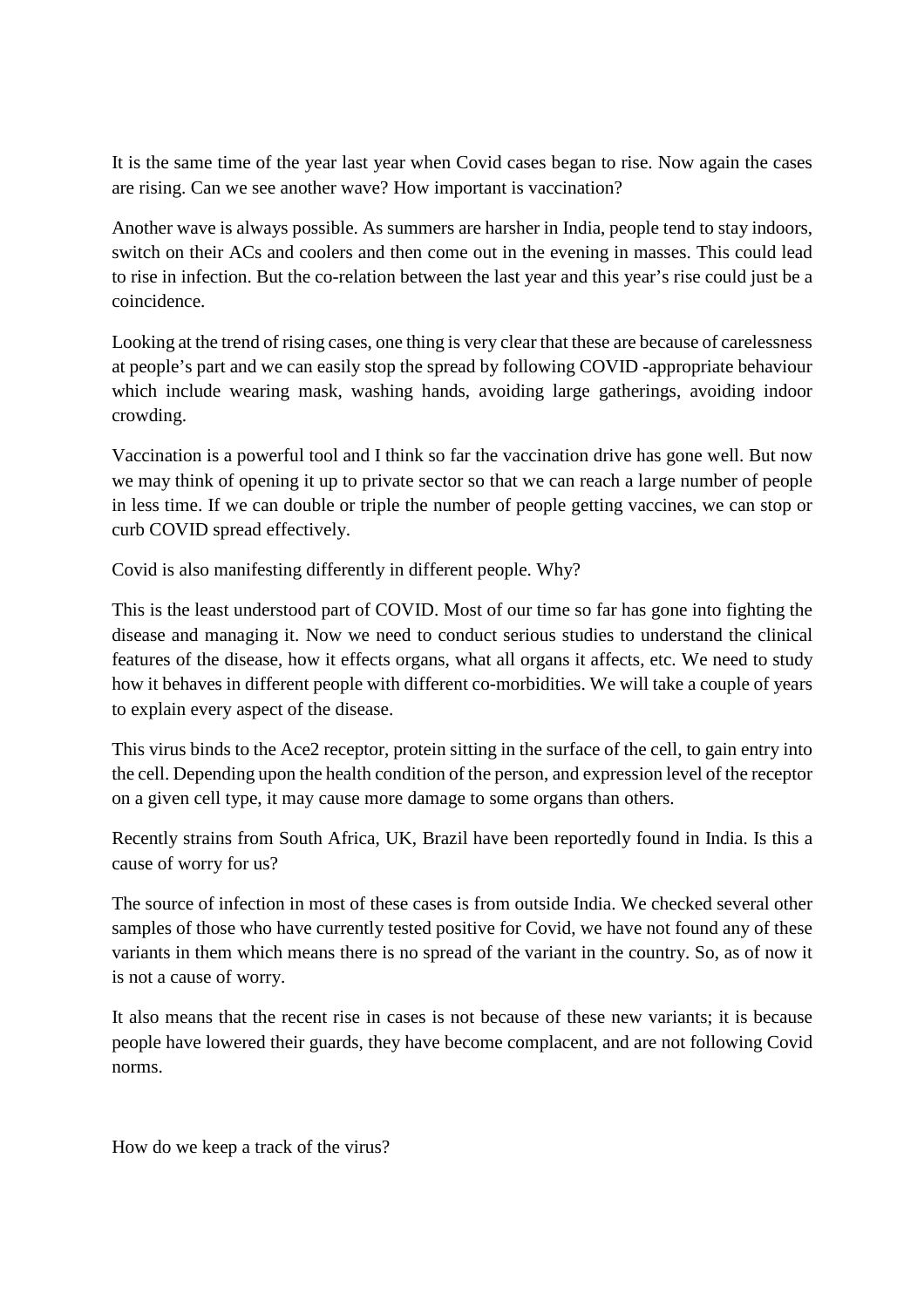It is the same time of the year last year when Covid cases began to rise. Now again the cases are rising. Can we see another wave? How important is vaccination?

Another wave is always possible. As summers are harsher in India, people tend to stay indoors, switch on their ACs and coolers and then come out in the evening in masses. This could lead to rise in infection. But the co-relation between the last year and this year's rise could just be a coincidence.

Looking at the trend of rising cases, one thing is very clear that these are because of carelessness at people's part and we can easily stop the spread by following COVID -appropriate behaviour which include wearing mask, washing hands, avoiding large gatherings, avoiding indoor crowding.

Vaccination is a powerful tool and I think so far the vaccination drive has gone well. But now we may think of opening it up to private sector so that we can reach a large number of people in less time. If we can double or triple the number of people getting vaccines, we can stop or curb COVID spread effectively.

Covid is also manifesting differently in different people. Why?

This is the least understood part of COVID. Most of our time so far has gone into fighting the disease and managing it. Now we need to conduct serious studies to understand the clinical features of the disease, how it effects organs, what all organs it affects, etc. We need to study how it behaves in different people with different co-morbidities. We will take a couple of years to explain every aspect of the disease.

This virus binds to the Ace2 receptor, protein sitting in the surface of the cell, to gain entry into the cell. Depending upon the health condition of the person, and expression level of the receptor on a given cell type, it may cause more damage to some organs than others.

Recently strains from South Africa, UK, Brazil have been reportedly found in India. Is this a cause of worry for us?

The source of infection in most of these cases is from outside India. We checked several other samples of those who have currently tested positive for Covid, we have not found any of these variants in them which means there is no spread of the variant in the country. So, as of now it is not a cause of worry.

It also means that the recent rise in cases is not because of these new variants; it is because people have lowered their guards, they have become complacent, and are not following Covid norms.

How do we keep a track of the virus?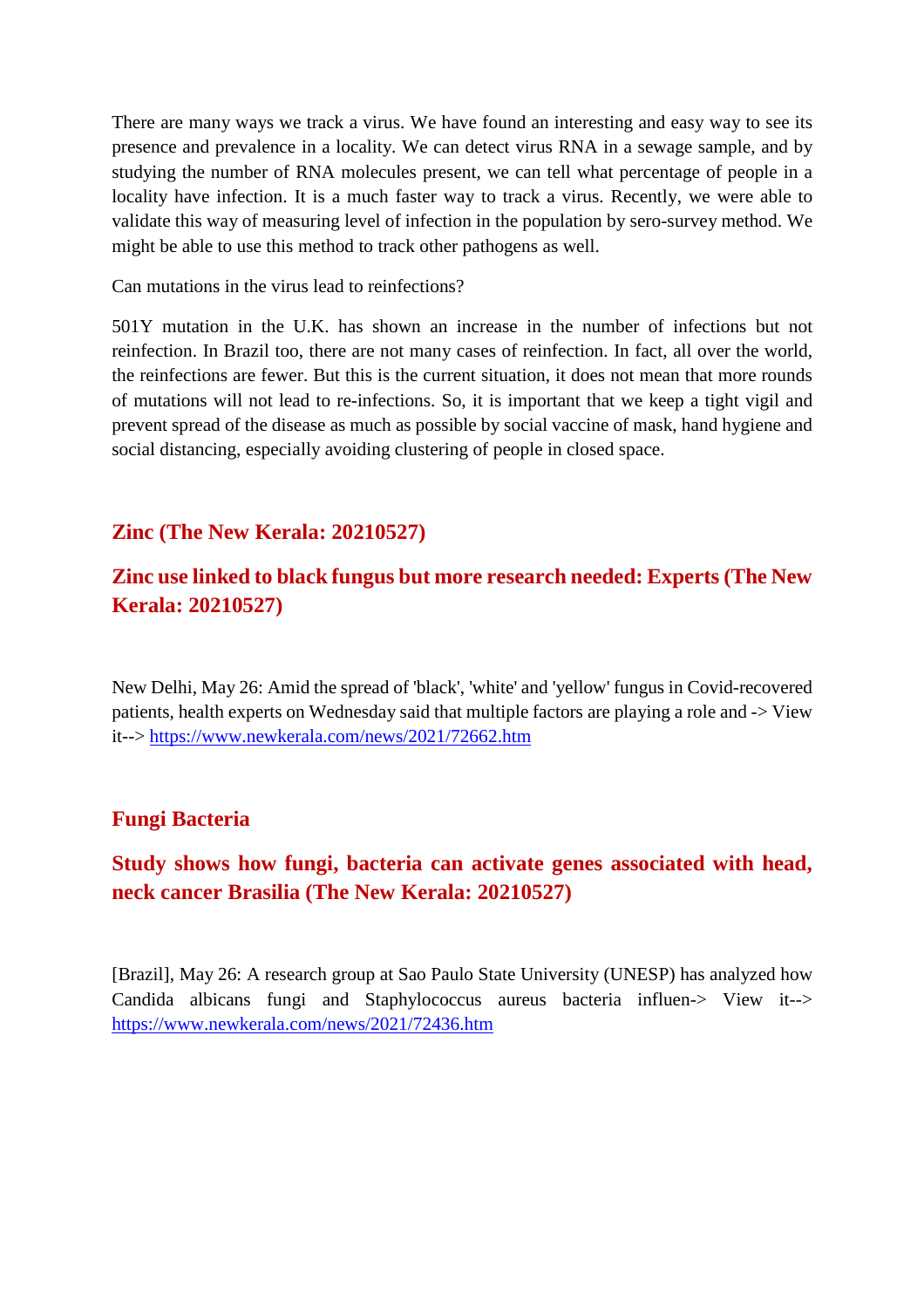There are many ways we track a virus. We have found an interesting and easy way to see its presence and prevalence in a locality. We can detect virus RNA in a sewage sample, and by studying the number of RNA molecules present, we can tell what percentage of people in a locality have infection. It is a much faster way to track a virus. Recently, we were able to validate this way of measuring level of infection in the population by sero-survey method. We might be able to use this method to track other pathogens as well.

Can mutations in the virus lead to reinfections?

501Y mutation in the U.K. has shown an increase in the number of infections but not reinfection. In Brazil too, there are not many cases of reinfection. In fact, all over the world, the reinfections are fewer. But this is the current situation, it does not mean that more rounds of mutations will not lead to re-infections. So, it is important that we keep a tight vigil and prevent spread of the disease as much as possible by social vaccine of mask, hand hygiene and social distancing, especially avoiding clustering of people in closed space.

## Zinc (The New Kerala: 20210527)

## Zinc use linked to black fungus but more research needed: Experts (The New Kerala: 20210527)

New Delhi, May 26: Amid the spread of 'black', 'white' and 'yellow' fungus in Covid-recovered patients, health experts on Wednesday said that multiple factors are playing a role and -> View it--> https://www.newkerala.com/news/2021/72662.htm

## Fungi Bacteria

## Study shows how fungi, bacteria can activate genes associated with head, neck cancer Brasilia (The New Kerala: 20210527)

[Brazil], May 26: A research group at Sao Paulo State University (UNESP) has analyzed how Candida albicans fungi and Staphylococcus aureus bacteria influen-> View it--> https://www.newkerala.com/news/2021/72436.htm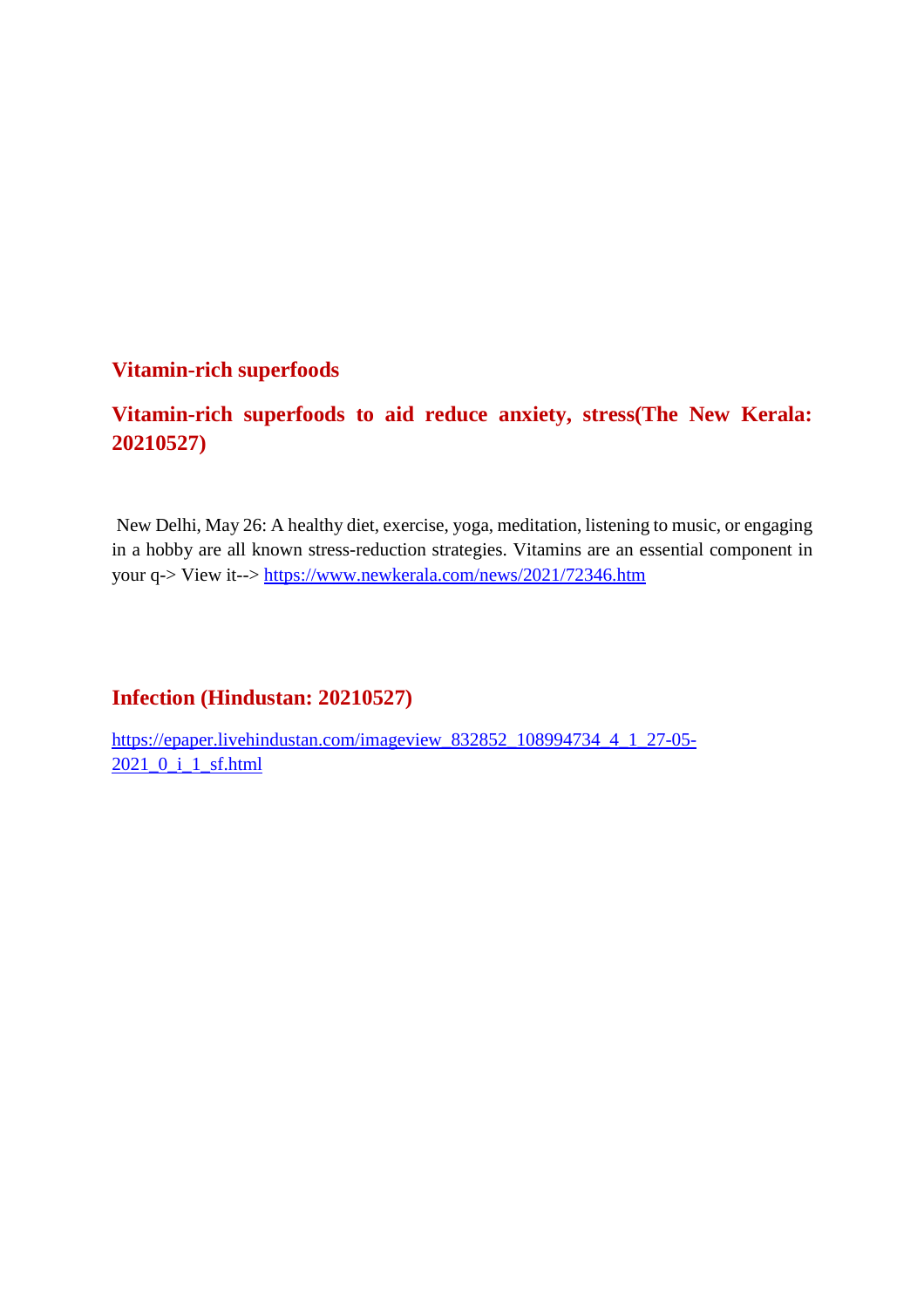## Vitamin-rich superfoods

## Vitamin-rich superfoods to aid reduce anxiety, stress(The New Kerala: 20210527)

New Delhi, May 26: A healthy diet, exercise, yoga, meditation, listening to music, or engaging in a hobby are all known stress-reduction strategies. Vitamins are an essential component in your q-> View it--> https://www.newkerala.com/news/2021/72346.htm

## Infection (Hindustan: 20210527)

https://epaper.livehindustan.com/imageview_832852_108994734_4_1_27-05-2021_0_i_1_sf.html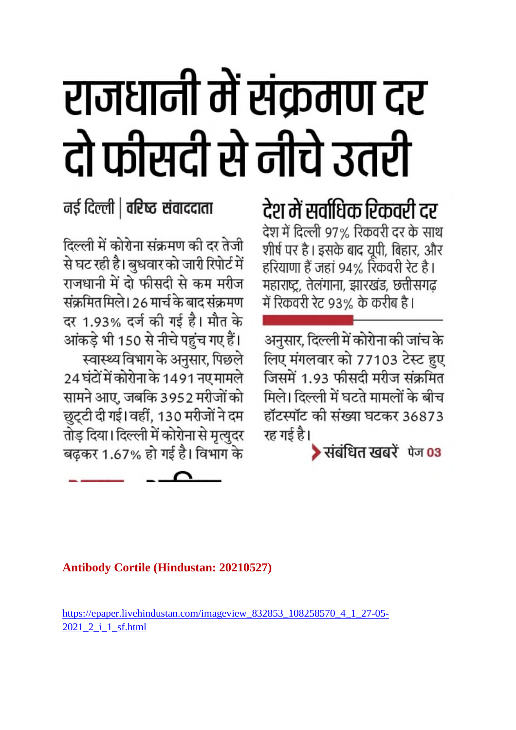# राजधानी में संक्रमण दर दो फीसदी से नीचे उतरी

नई दिल्ली | वरिष्ठ संवाददाता

दिल्ली में कोरोना संक्रमण की दर तेजी से घट रही है। बुधवार को जारी रिपोर्ट में राजधानी में दो फीसदी से कम मरीज संक्रमित मिले। 26 मार्च के बाद संक्रमण दर 1.93% दर्ज की गई है। मौत के आंकड़े भी 150 से नीचे पहुंच गए हैं।

स्वास्थ्य विभाग के अनुसार, पिछले 24 घंटों में कोरोना के 1491 नए मामले सामने आए, जबकि 3952 मरीजों को छुट्टी दी गई। वहीं, 130 मरीजों ने दम तोड़ दिया। दिल्ली में कोरोना से मृत्युदर बढ़कर 1.67% हो गई है। विभाग के अनुसार, दिल्ली में कोरोना की जांच के लिए मंगलवार को 77103 टेस्ट हुए जिसमें 1.93 फीसदी मरीज संक्रमित मिले। दिल्ली में घटते मामलों के बीच हॉटस्पॉट की संख्या घटकर 36873 रह गई है।

## देश में सर्वाधिक रिकवरी दर

देश में दिल्ली 97% रिकवरी दर के साथ शीर्ष पर है। इसके बाद यूपी, बिहार, और हरियाणा हैं जहां 94% रिकवरी रेट है। महाराष्ट्र, तेलंगाना, झारखंड, छत्तीसगढ़ में रिकवरी रेट 93% के करीब है।

➤ संबंधित खबरें पेज 03

**Antibody Cortile (Hindustan: 20210527)**

https://epaper.livehindustan.com/imageview_832853_108258570_4_1_27-05-2021_2_i_1_sf.html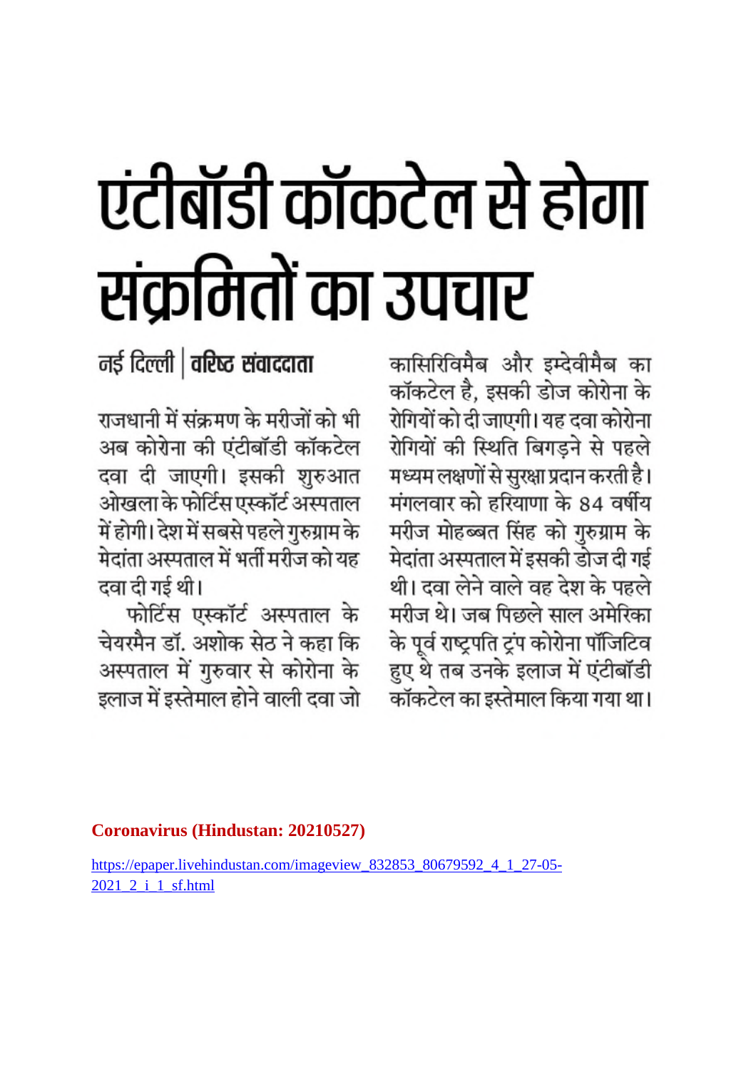# एंटीबॉडी कॉकटेल से होगा संक्रमितों का उपचार

**नई दिल्ली | वरिष्ठ संवाददाता**

राजधानी में संक्रमण के मरीजों को भी अब कोरोना की एंटीबॉडी कॉकटेल दवा दी जाएगी। इसकी शुरुआत ओखला के फोर्टिस एस्कॉर्ट अस्पताल में होगी। देश में सबसे पहले गुरुग्राम के मेदांता अस्पताल में भर्ती मरीज को यह दवा दी गई थी।

फोर्टिस एस्कॉर्ट अस्पताल के चेयरमैन डॉ. अशोक सेठ ने कहा कि अस्पताल में गुरुवार से कोरोना के इलाज में इस्तेमाल होने वाली दवा जो कासिरिविमैब और इम्देवीमैब का कॉकटेल है, इसकी डोज कोरोना के रोगियों को दी जाएगी। यह दवा कोरोना रोगियों की स्थिति बिगड़ने से पहले मध्यम लक्षणों से सुरक्षा प्रदान करती है। मंगलवार को हरियाणा के 84 वर्षीय मरीज मोहब्बत सिंह को गुरुग्राम के मेदांता अस्पताल में इसकी डोज दी गई थी। दवा लेने वाले वह देश के पहले मरीज थे। जब पिछले साल अमेरिका के पूर्व राष्ट्रपति ट्रंप कोरोना पॉजिटिव हुए थे तब उनके इलाज में एंटीबॉडी कॉकटेल का इस्तेमाल किया गया था।

**Coronavirus (Hindustan: 20210527)**

https://epaper.livehindustan.com/imageview_832853_80679592_4_1_27-05-2021_2_i_1_sf.html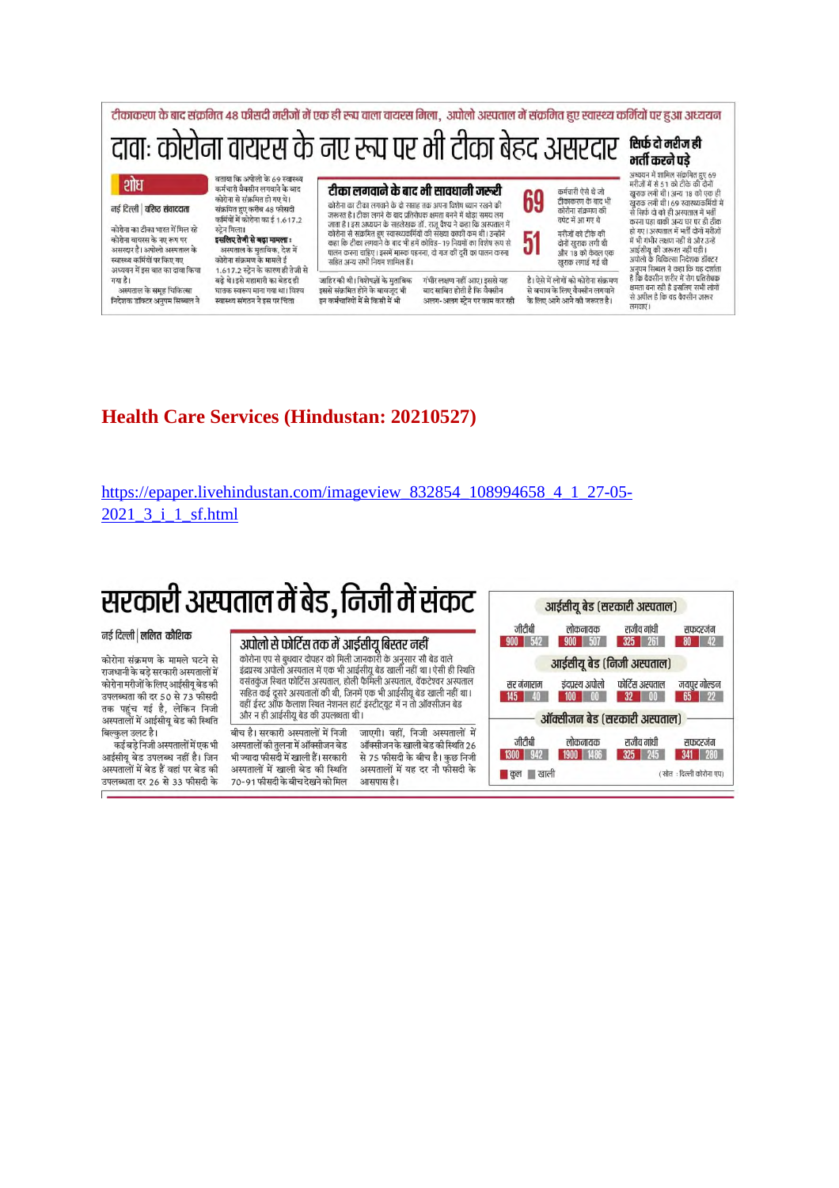टीकाकरण के बाद संक्रमित 48 फीसदी मरीजों में एक ही रूप वाला वायरस मिला, अपोलो अस्पताल में संक्रमित हुए स्वास्थ्य कर्मियों पर हुआ अध्ययन

# दावा: कोरोना वायरस के नए रूप पर भी टीका बेहद असरदार

**शोध**

नई दिल्ली | वरिष्ठ संवाददाता

कोरोना का टीका भारत में मिल रहे कोरोना वायरस के नए रूप पर असरदार है। अपोलो अस्पताल के स्वास्थ्य कर्मियों पर किए गए अध्ययन में इस बात का दावा किया गया है।

अस्पताल के समूह चिकित्सा निदेशक डॉक्टर अनुपम सिब्बल ने बताया कि अपोलो के 69 स्वास्थ्य कर्मचारी वैक्सीन लगवाने के बाद कोरोना से संक्रमित हो गए थे। संक्रमित हुए करीब 48 फीसदी कर्मियों में कोरोना का ई 1.617.2 स्ट्रेन मिला।

**इसलिए तेजी से बढ़ा मामला :** अस्पताल के मुताबिक, देश में कोरोना संक्रमण के मामले ई 1.617.2 स्ट्रेन के कारण ही तेजी से बढ़े थे। इसे महामारी का बेहद ही घातक स्वरूप माना गया था। विश्व स्वास्थ्य संगठन ने इस पर चिंता जाहिर की थी। विशेषज्ञों के मुताबिक इससे संक्रमित होने के बावजूद भी इन कर्मचारियों में से किसी में भी गंभीर लक्षण नहीं आए। इससे यह बात साबित होती है कि वैक्सीन अलग-अलग स्ट्रेन पर काम कर रही है। ऐसे में लोगों को कोरोना संक्रमण से बचाव के लिए वैक्सीन लगवाने के लिए आगे आने की जरूरत है।

## टीका लगवाने के बाद भी सावधानी जरूरी

कोरोना का टीका लगवाने के दो सप्ताह तक अपना विशेष ध्यान रखने की जरूरत है। टीका लगने के बाद प्रतिरोधक क्षमता बनने में थोड़ा समय लग जाता है। इस अध्ययन के सहलेखक डॉ. राजू वैश्य ने कहा कि अस्पताल में कोरोना से संक्रमित हुए स्वास्थ्यकर्मियों की संख्या काफी कम थी। उन्होंने कहा कि टीका लगवाने के बाद भी हमें कोविड-19 नियमों का विशेष रूप से पालन करना चाहिए। इसमें मास्क पहनना, दो गज की दूरी का पालन करना सहित अन्य सभी नियम शामिल हैं।

**69** कर्मचारी ऐसे थे जो टीकाकरण के बाद भी कोरोना संक्रमण की चपेट में आ गए थे

**51** मरीजों को टीके की दोनों खुराक लगी थी और 18 को केवल एक खुराक लगाई गई थी

## सिर्फ दो मरीज ही भर्ती करने पड़े

अध्ययन में शामिल संक्रमित हुए 69 मरीजों में से 51 को टीके की दोनों खुराक लगी थी। अन्य 18 को एक ही खुराक लगी थी। 69 स्वास्थ्यकर्मियों में से सिर्फ दो को ही अस्पताल में भर्ती करना पड़ा बाकी अन्य घर पर ही ठीक हो गए। अस्पताल में भर्ती दोनों मरीजों में भी गंभीर लक्षण नहीं थे और उन्हें आईसीयू की जरूरत नहीं पड़ी। अपोलो के चिकित्सा निदेशक डॉक्टर अनुपम सिब्बल ने कहा कि यह दर्शाता है कि वैक्सीन शरीर में रोग प्रतिरोधक क्षमता बना रही है इसलिए सभी लोगों से अपील है कि वह वैक्सीन जरूर लगवाएं।

## Health Care Services (Hindustan: 20210527)

https://epaper.livehindustan.com/imageview_832854_108994658_4_1_27-05-2021_3_i_1_sf.html

# सरकारी अस्पताल में बेड, निजी में संकट

नई दिल्ली | ललित कौशिक

कोरोना संक्रमण के मामले घटने से राजधानी के बड़े सरकारी अस्पतालों में कोरोना मरीजों के लिए आईसीयू बेड की उपलब्धता की दर 50 से 73 फीसदी तक पहुंच गई है, लेकिन निजी अस्पतालों में आईसीयू बेड की स्थिति बिल्कुल उलट है।

कई बड़े निजी अस्पतालों में एक भी आईसीयू बेड उपलब्ध नहीं है। जिन अस्पतालों में बेड हैं वहां पर बेड की उपलब्धता दर 26 से 33 फीसदी के बीच है। सरकारी अस्पतालों में निजी अस्पतालों की तुलना में ऑक्सीजन बेड भी ज्यादा फीसदी में खाली हैं। सरकारी अस्पतालों में खाली बेड की स्थिति 70-91 फीसदी के बीच देखने को मिल जाएगी। वहीं, निजी अस्पतालों में ऑक्सीजन के खाली बेड की स्थिति 26 से 75 फीसदी के बीच है। कुछ निजी अस्पतालों में यह दर नौ फीसदी के आसपास है।

## अपोलो से फोर्टिस तक में आईसीयू बिस्तर नहीं

कोरोना एप से बुधवार दोपहर को मिली जानकारी के अनुसार सौ बेड वाले इंद्रप्रस्थ अपोलो अस्पताल में एक भी आईसीयू बेड खाली नहीं था। ऐसी ही स्थिति वसंतकुंज स्थित फोर्टिस अस्पताल, होली फैमिली अस्पताल, वेंकटेश्वर अस्पताल सहित कई दूसरे अस्पतालों की थी, जिनमें एक भी आईसीयू बेड खाली नहीं था। वहीं ईस्ट ऑफ कैलाश स्थित नेशनल हार्ट इंस्टीट्यूट में न तो ऑक्सीजन बेड और न ही आईसीयू बेड की उपलब्धता थी।

**आईसीयू बेड (सरकारी अस्पताल)**

| अस्पताल | कुल | खाली |
|---|---|---|
| जीटीबी | 900 | 542 |
| लोकनायक | 900 | 507 |
| राजीव गांधी | 325 | 261 |
| सफदरजंग | 80 | 42 |

**आईसीयू बेड (निजी अस्पताल)**

| अस्पताल | कुल | खाली |
|---|---|---|
| सर गंगाराम | 145 | 40 |
| इंद्रप्रस्थ अपोलो | 100 | 00 |
| फोर्टिस अस्पताल | 32 | 00 |
| जयपुर गोल्डन | 65 | 22 |

**ऑक्सीजन बेड (सरकारी अस्पताल)**

| अस्पताल | कुल | खाली |
|---|---|---|
| जीटीबी | 1300 | 942 |
| लोकनायक | 1900 | 1486 |
| राजीव गांधी | 325 | 245 |
| सफदरजंग | 341 | 280 |

(स्रोत : दिल्ली कोरोना एप)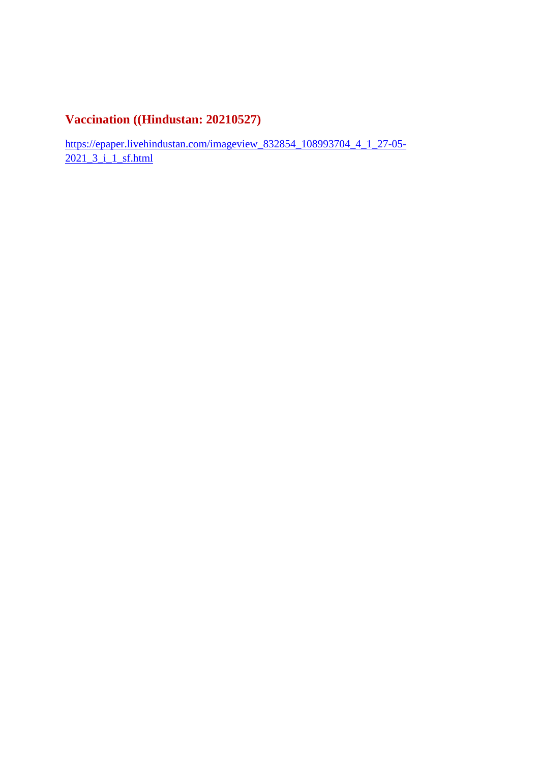## Vaccination ((Hindustan: 20210527)

https://epaper.livehindustan.com/imageview_832854_108993704_4_1_27-05-2021_3_i_1_sf.html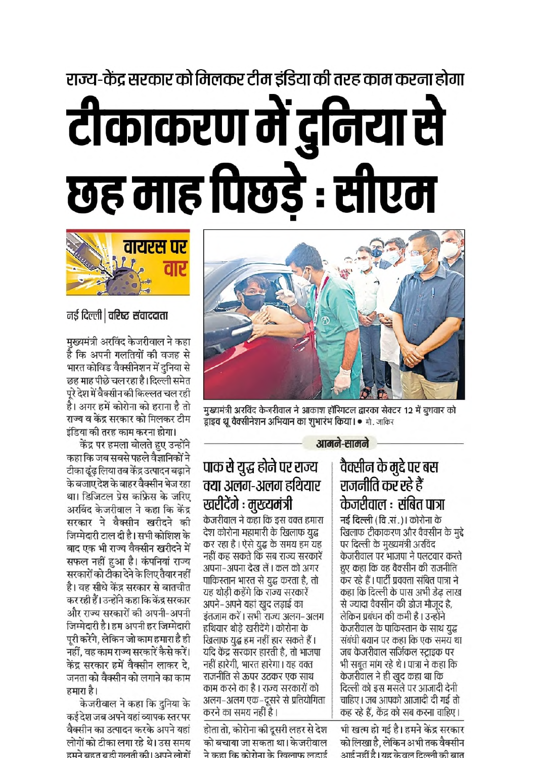### राज्य-केंद्र सरकार को मिलकर टीम इंडिया की तरह काम करना होगा

# टीकाकरण में दुनिया से छह माह पिछड़े : सीएम

**वायरस पर वार**

**नई दिल्ली | वरिष्ठ संवाददाता**

मुख्यमंत्री अरविंद केजरीवाल ने कहा है कि अपनी गलतियों की वजह से भारत कोविड वैक्सीनेशन में दुनिया से छह माह पीछे चल रहा है। दिल्ली समेत पूरे देश में वैक्सीन की किल्लत चल रही है। अगर हमें कोरोना को हराना है तो राज्य व केंद्र सरकार को मिलकर टीम इंडिया की तरह काम करना होगा।

केंद्र पर हमला बोलते हुए उन्होंने कहा कि जब सबसे पहले वैज्ञानिकों ने टीका ढूंढ लिया तब केंद्र उत्पादन बढ़ाने के बजाए देश के बाहर वैक्सीन भेज रहा था। डिजिटल प्रेस कांफ्रेंस के जरिए अरविंद केजरीवाल ने कहा कि केंद्र सरकार ने वैक्सीन खरीदने की जिम्मेदारी टाल दी है। सभी कोशिश के बाद एक भी राज्य वैक्सीन खरीदने में सफल नहीं हुआ है। कंपनियां राज्य सरकारों को टीका देने के लिए तैयार नहीं है। वह सीधे केंद्र सरकार से बातचीत कर रही हैं। उन्होंने कहा कि केंद्र सरकार और राज्य सरकारों की अपनी-अपनी जिम्मेदारी है। हम अपनी हर जिम्मेदारी पूरी करेंगे, लेकिन जो काम हमारा है ही नहीं, वह काम राज्य सरकारें कैसे करें। केंद्र सरकार हमें वैक्सीन लाकर दे, जनता को वैक्सीन को लगाने का काम हमारा है।

केजरीवाल ने कहा कि दुनिया के कई देश जब अपने यहां व्यापक स्तर पर वैक्सीन का उत्पादन करके अपने यहां लोगों को टीका लगा रहे थे। उस समय हमने बहुत बड़ी गलती की। अपने लोगों

मुख्यमंत्री अरविंद केजरीवाल ने आकाश हॉस्पिटल द्वारका सेक्टर 12 में बुधवार को ड्राइव थ्रू वैक्सीनेशन अभियान का शुभारंभ किया। ● मो. जाकिर

**आमने-सामने**

## पाक से युद्ध होने पर राज्य क्या अलग-अलग हथियार खरीदेंगे : मुख्यमंत्री

केजरीवाल ने कहा कि इस वक्त हमारा देश कोरोना महामारी के खिलाफ युद्ध कर रहा है। ऐसे युद्ध के समय हम यह नहीं कह सकते कि सब राज्य सरकारें अपना-अपना देख लें। कल को अगर पाकिस्तान भारत से युद्ध करता है, तो यह थोड़ी कहेंगे कि राज्य सरकारें अपने-अपने यहां खुद लड़ाई का इंतजाम करें। सभी राज्य अलग-अलग हथियार थोड़े खरीदेंगे। कोरोना के खिलाफ युद्ध हम नहीं हार सकते हैं। यदि केंद्र सरकार हारती है, तो भाजपा नहीं हारेगी, भारत हारेगा। यह वक्त राजनीति से ऊपर उठकर एक साथ काम करने का है। राज्य सरकारों को अलग-अलग एक-दूसरे से प्रतियोगिता करने का समय नहीं है।

## वैक्सीन के मुद्दे पर बस राजनीति कर रहे हैं केजरीवाल : संबित पात्रा

**नई दिल्ली (वि.सं.)।** कोरोना के खिलाफ टीकाकरण और वैक्सीन के मुद्दे पर दिल्ली के मुख्यमंत्री अरविंद केजरीवाल पर भाजपा ने पलटवार करते हुए कहा कि वह वैक्सीन की राजनीति कर रहे हैं। पार्टी प्रवक्ता संबित पात्रा ने कहा कि दिल्ली के पास अभी डेढ़ लाख से ज्यादा वैक्सीन की डोज मौजूद है, लेकिन प्रबंधन की कमी है। उन्होंने केजरीवाल के पाकिस्तान के साथ युद्ध संबंधी बयान पर कहा कि एक समय था जब केजरीवाल सर्जिकल स्ट्राइक पर भी सबूत मांग रहे थे। पात्रा ने कहा कि केजरीवाल ने ही खुद कहा था कि दिल्ली को इस मसले पर आजादी देनी चाहिए। जब आपको आजादी दी गई तो कह रहे हैं, केंद्र को सब करना चाहिए।

होता तो, कोरोना की दूसरी लहर से देश को बचाया जा सकता था। केजरीवाल ने कहा कि कोरोना के खिलाफ लड़ाई

भी खत्म हो गई है। हमने केंद्र सरकार को लिखा है, लेकिन अभी तक वैक्सीन आई नहीं है। यह केवल दिल्ली की बात